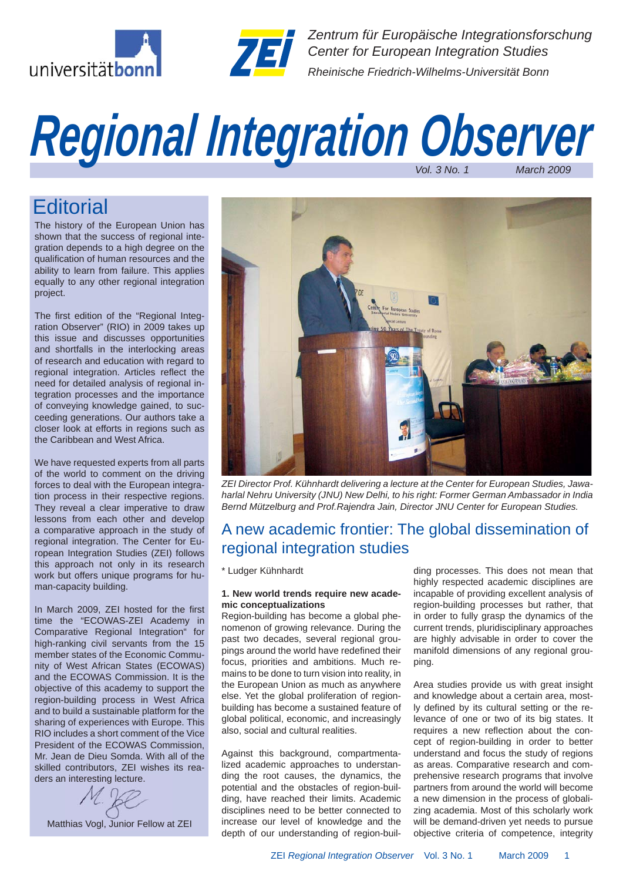Zentrum für Europäische Integrationsforschung
Center for European Integration Studies
Rheinische Friedrich-Wilhelms-Universität Bonn

# Regional Integration Observer

*Vol. 3 No. 1 March 2009*

## Editorial

The history of the European Union has shown that the success of regional integration depends to a high degree on the qualification of human resources and the ability to learn from failure. This applies equally to any other regional integration project.

The first edition of the "Regional Integration Observer" (RIO) in 2009 takes up this issue and discusses opportunities and shortfalls in the interlocking areas of research and education with regard to regional integration. Articles reflect the need for detailed analysis of regional integration processes and the importance of conveying knowledge gained, to succeeding generations. Our authors take a closer look at efforts in regions such as the Caribbean and West Africa.

We have requested experts from all parts of the world to comment on the driving forces to deal with the European integration process in their respective regions. They reveal a clear imperative to draw lessons from each other and develop a comparative approach in the study of regional integration. The Center for European Integration Studies (ZEI) follows this approach not only in its research work but offers unique programs for human-capacity building.

In March 2009, ZEI hosted for the first time the "ECOWAS-ZEI Academy in Comparative Regional Integration" for high-ranking civil servants from the 15 member states of the Economic Community of West African States (ECOWAS) and the ECOWAS Commission. It is the objective of this academy to support the region-building process in West Africa and to build a sustainable platform for the sharing of experiences with Europe. This RIO includes a short comment of the Vice President of the ECOWAS Commission, Mr. Jean de Dieu Somda. With all of the skilled contributors, ZEI wishes its readers an interesting lecture.

Matthias Vogl, Junior Fellow at ZEI

*ZEI Director Prof. Kühnhardt delivering a lecture at the Center for European Studies, Jawaharlal Nehru University (JNU) New Delhi, to his right: Former German Ambassador in India Bernd Mützelburg and Prof.Rajendra Jain, Director JNU Center for European Studies.*

## A new academic frontier: The global dissemination of regional integration studies

\* Ludger Kühnhardt

**1. New world trends require new academic conceptualizations**

Region-building has become a global phenomenon of growing relevance. During the past two decades, several regional groupings around the world have redefined their focus, priorities and ambitions. Much remains to be done to turn vision into reality, in the European Union as much as anywhere else. Yet the global proliferation of region-building has become a sustained feature of global political, economic, and increasingly also, social and cultural realities.

Against this background, compartmentalized academic approaches to understanding the root causes, the dynamics, the potential and the obstacles of region-building, have reached their limits. Academic disciplines need to be better connected to increase our level of knowledge and the depth of our understanding of region-building processes. This does not mean that highly respected academic disciplines are incapable of providing excellent analysis of region-building processes but rather, that in order to fully grasp the dynamics of the current trends, pluridisciplinary approaches are highly advisable in order to cover the manifold dimensions of any regional grouping.

Area studies provide us with great insight and knowledge about a certain area, mostly defined by its cultural setting or the relevance of one or two of its big states. It requires a new reflection about the concept of region-building in order to better understand and focus the study of regions as areas. Comparative research and comprehensive research programs that involve partners from around the world will become a new dimension in the process of globalizing academia. Most of this scholarly work will be demand-driven yet needs to pursue objective criteria of competence, integrity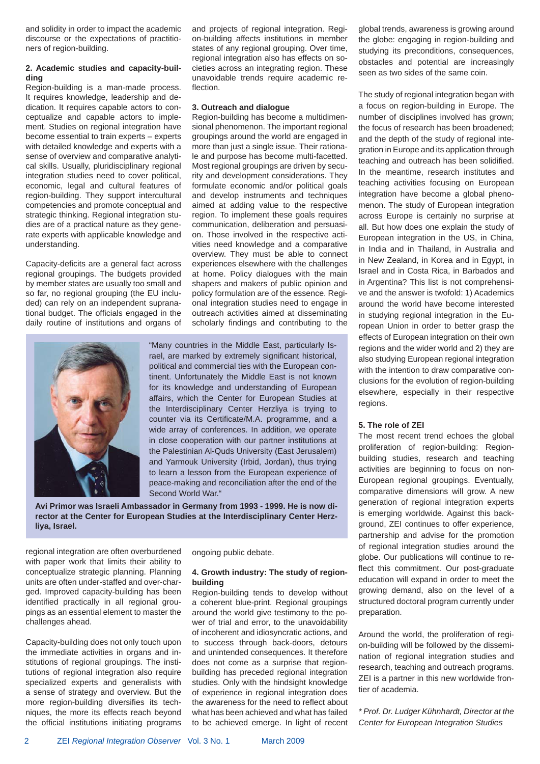and solidity in order to impact the academic discourse or the expectations of practitioners of region-building.

### 2. Academic studies and capacity-building

Region-building is a man-made process. It requires knowledge, leadership and dedication. It requires capable actors to conceptualize and capable actors to implement. Studies on regional integration have become essential to train experts – experts with detailed knowledge and experts with a sense of overview and comparative analytical skills. Usually, pluridisciplinary regional integration studies need to cover political, economic, legal and cultural features of region-building. They support intercultural competencies and promote conceptual and strategic thinking. Regional integration studies are of a practical nature as they generate experts with applicable knowledge and understanding.

Capacity-deficits are a general fact across regional groupings. The budgets provided by member states are usually too small and so far, no regional grouping (the EU included) can rely on an independent supranational budget. The officials engaged in the daily routine of institutions and organs of regional integration are often overburdened with paper work that limits their ability to conceptualize strategic planning. Planning units are often under-staffed and over-charged. Improved capacity-building has been identified practically in all regional groupings as an essential element to master the challenges ahead.

Capacity-building does not only touch upon the immediate activities in organs and institutions of regional groupings. The institutions of regional integration also require specialized experts and generalists with a sense of strategy and overview. But the more region-building diversifies its techniques, the more its effects reach beyond the official institutions initiating programs and projects of regional integration. Region-building affects institutions in member states of any regional grouping. Over time, regional integration also has effects on societies across an integrating region. These unavoidable trends require academic reflection.

### 3. Outreach and dialogue

Region-building has become a multidimensional phenomenon. The important regional groupings around the world are engaged in more than just a single issue. Their rationale and purpose has become multi-facetted. Most regional groupings are driven by security and development considerations. They formulate economic and/or political goals and develop instruments and techniques aimed at adding value to the respective region. To implement these goals requires communication, deliberation and persuasion. Those involved in the respective activities need knowledge and a comparative overview. They must be able to connect experiences elsewhere with the challenges at home. Policy dialogues with the main shapers and makers of public opinion and policy formulation are of the essence. Regional integration studies need to engage in outreach activities aimed at disseminating scholarly findings and contributing to the ongoing public debate.

> "Many countries in the Middle East, particularly Israel, are marked by extremely significant historical, political and commercial ties with the European continent. Unfortunately the Middle East is not known for its knowledge and understanding of European affairs, which the Center for European Studies at the Interdisciplinary Center Herzliya is trying to counter via its Certificate/M.A. programme, and a wide array of conferences. In addition, we operate in close cooperation with our partner institutions at the Palestinian Al-Quds University (East Jerusalem) and Yarmouk University (Irbid, Jordan), thus trying to learn a lesson from the European experience of peace-making and reconciliation after the end of the Second World War."

**Avi Primor was Israeli Ambassador in Germany from 1993 - 1999. He is now director at the Center for European Studies at the Interdisciplinary Center Herzliya, Israel.**

### 4. Growth industry: The study of region-building

Region-building tends to develop without a coherent blue-print. Regional groupings around the world give testimony to the power of trial and error, to the unavoidability of incoherent and idiosyncratic actions, and to success through back-doors, detours and unintended consequences. It therefore does not come as a surprise that region-building has preceded regional integration studies. Only with the hindsight knowledge of experience in regional integration does the awareness for the need to reflect about what has been achieved and what has failed to be achieved emerge. In light of recent global trends, awareness is growing around the globe: engaging in region-building and studying its preconditions, consequences, obstacles and potential are increasingly seen as two sides of the same coin.

The study of regional integration began with a focus on region-building in Europe. The number of disciplines involved has grown; the focus of research has been broadened; and the depth of the study of regional integration in Europe and its application through teaching and outreach has been solidified. In the meantime, research institutes and teaching activities focusing on European integration have become a global phenomenon. The study of European integration across Europe is certainly no surprise at all. But how does one explain the study of European integration in the US, in China, in India and in Thailand, in Australia and in New Zealand, in Korea and in Egypt, in Israel and in Costa Rica, in Barbados and in Argentina? This list is not comprehensive and the answer is twofold: 1) Academics around the world have become interested in studying regional integration in the European Union in order to better grasp the effects of European integration on their own regions and the wider world and 2) they are also studying European regional integration with the intention to draw comparative conclusions for the evolution of region-building elsewhere, especially in their respective regions.

### 5. The role of ZEI

The most recent trend echoes the global proliferation of region-building: Region-building studies, research and teaching activities are beginning to focus on non-European regional groupings. Eventually, comparative dimensions will grow. A new generation of regional integration experts is emerging worldwide. Against this background, ZEI continues to offer experience, partnership and advise for the promotion of regional integration studies around the globe. Our publications will continue to reflect this commitment. Our post-graduate education will expand in order to meet the growing demand, also on the level of a structured doctoral program currently under preparation.

Around the world, the proliferation of region-building will be followed by the dissemination of regional integration studies and research, teaching and outreach programs. ZEI is a partner in this new worldwide frontier of academia.

*\* Prof. Dr. Ludger Kühnhardt, Director at the Center for European Integration Studies*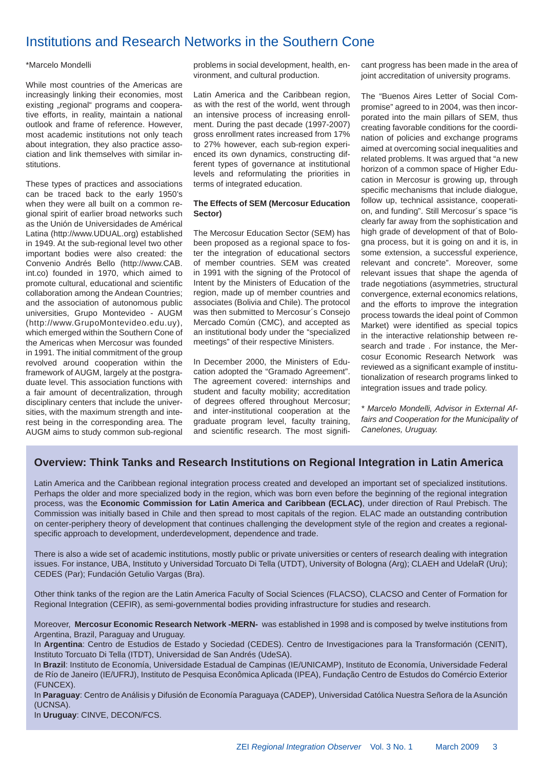# Institutions and Research Networks in the Southern Cone

*Marcelo Mondelli

While most countries of the Americas are increasingly linking their economies, most existing „regional" programs and cooperative efforts, in reality, maintain a national outlook and frame of reference. However, most academic institutions not only teach about integration, they also practice association and link themselves with similar institutions.

These types of practices and associations can be traced back to the early 1950's when they were all built on a common regional spirit of earlier broad networks such as the Unión de Universidades de Américal Latina (http://www.UDUAL.org) established in 1949. At the sub-regional level two other important bodies were also created: the Convenio Andrés Bello (http://www.CAB.int.co) founded in 1970, which aimed to promote cultural, educational and scientific collaboration among the Andean Countries; and the association of autonomous public universities, Grupo Montevideo - AUGM (http://www.GrupoMontevideo.edu.uy), which emerged within the Southern Cone of the Americas when Mercosur was founded in 1991. The initial commitment of the group revolved around cooperation within the framework of AUGM, largely at the postgraduate level. This association functions with a fair amount of decentralization, through disciplinary centers that include the universities, with the maximum strength and interest being in the corresponding area. The AUGM aims to study common sub-regional problems in social development, health, environment, and cultural production.

Latin America and the Caribbean region, as with the rest of the world, went through an intensive process of increasing enrollment. During the past decade (1997-2007) gross enrollment rates increased from 17% to 27% however, each sub-region experienced its own dynamics, constructing different types of governance at institutional levels and reformulating the priorities in terms of integrated education.

**The Effects of SEM (Mercosur Education Sector)**

The Mercosur Education Sector (SEM) has been proposed as a regional space to foster the integration of educational sectors of member countries. SEM was created in 1991 with the signing of the Protocol of Intent by the Ministers of Education of the region, made up of member countries and associates (Bolivia and Chile). The protocol was then submitted to Mercosur´s Consejo Mercado Común (CMC), and accepted as an institutional body under the "specialized meetings" of their respective Ministers.

In December 2000, the Ministers of Education adopted the "Gramado Agreement". The agreement covered: internships and student and faculty mobility; accreditation of degrees offered throughout Mercosur; and inter-institutional cooperation at the graduate program level, faculty training, and scientific research. The most significant progress has been made in the area of joint accreditation of university programs.

The "Buenos Aires Letter of Social Compromise" agreed to in 2004, was then incorporated into the main pillars of SEM, thus creating favorable conditions for the coordination of policies and exchange programs aimed at overcoming social inequalities and related problems. It was argued that "a new horizon of a common space of Higher Education in Mercosur is growing up, through specific mechanisms that include dialogue, follow up, technical assistance, cooperation, and funding". Still Mercosur´s space "is clearly far away from the sophistication and high grade of development of that of Bologna process, but it is going on and it is, in some extension, a successful experience, relevant and concrete". Moreover, some relevant issues that shape the agenda of trade negotiations (asymmetries, structural convergence, external economics relations, and the efforts to improve the integration process towards the ideal point of Common Market) were identified as special topics in the interactive relationship between research and trade . For instance, the Mercosur Economic Research Network was reviewed as a significant example of institutionalization of research programs linked to integration issues and trade policy.

*\* Marcelo Mondelli, Advisor in External Affairs and Cooperation for the Municipality of Canelones, Uruguay.*

## Overview: Think Tanks and Research Institutions on Regional Integration in Latin America

Latin America and the Caribbean regional integration process created and developed an important set of specialized institutions. Perhaps the older and more specialized body in the region, which was born even before the beginning of the regional integration process, was the **Economic Commission for Latin America and Caribbean (ECLAC)**, under direction of Raul Prebisch. The Commission was initially based in Chile and then spread to most capitals of the region. ELAC made an outstanding contribution on center-periphery theory of development that continues challenging the development style of the region and creates a regional-specific approach to development, underdevelopment, dependence and trade.

There is also a wide set of academic institutions, mostly public or private universities or centers of research dealing with integration issues. For instance, UBA, Instituto y Universidad Torcuato Di Tella (UTDT), University of Bologna (Arg); CLAEH and UdelaR (Uru); CEDES (Par); Fundación Getulio Vargas (Bra).

Other think tanks of the region are the Latin America Faculty of Social Sciences (FLACSO), CLACSO and Center of Formation for Regional Integration (CEFIR), as semi-governmental bodies providing infrastructure for studies and research.

Moreover, **Mercosur Economic Research Network -MERN-** was established in 1998 and is composed by twelve institutions from Argentina, Brazil, Paraguay and Uruguay.

In **Argentina**: Centro de Estudios de Estado y Sociedad (CEDES). Centro de Investigaciones para la Transformación (CENIT), Instituto Torcuato Di Tella (ITDT), Universidad de San Andrés (UdeSA).

In **Brazil**: Instituto de Economía, Universidade Estadual de Campinas (IE/UNICAMP), Instituto de Economía, Universidade Federal de Río de Janeiro (IE/UFRJ), Instituto de Pesquisa Econômica Aplicada (IPEA), Fundação Centro de Estudos do Comércio Exterior (FUNCEX).

In **Paraguay**: Centro de Análisis y Difusión de Economía Paraguaya (CADEP), Universidad Católica Nuestra Señora de la Asunción (UCNSA).

In **Uruguay**: CINVE, DECON/FCS.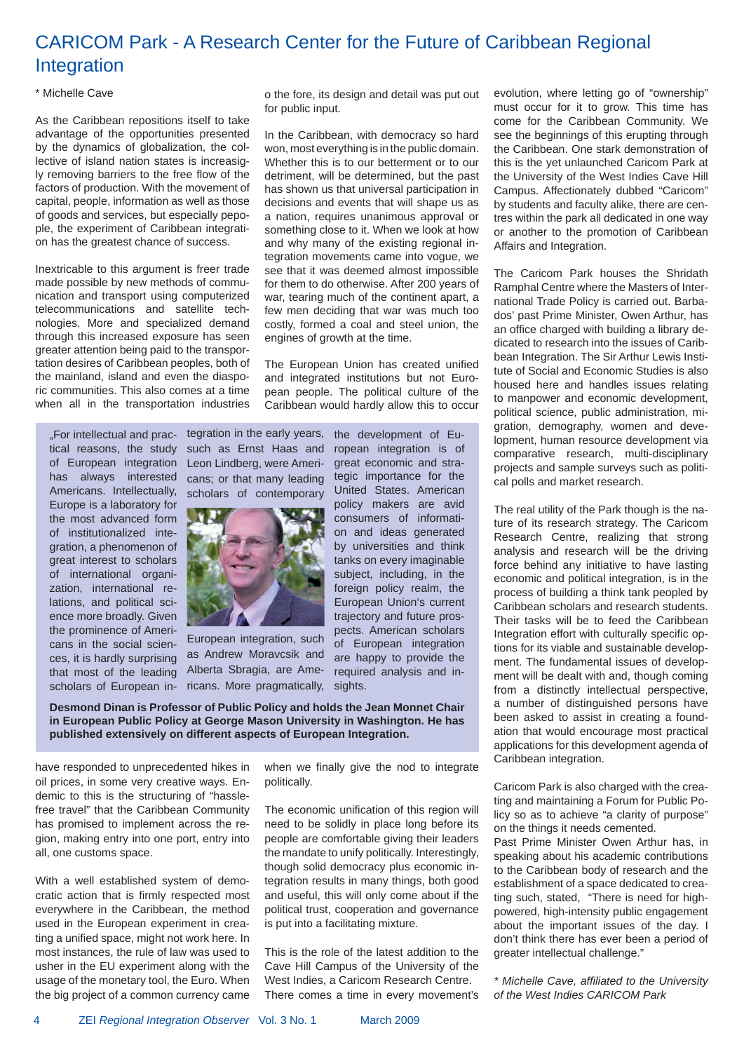# CARICOM Park - A Research Center for the Future of Caribbean Regional Integration

* Michelle Cave

As the Caribbean repositions itself to take advantage of the opportunities presented by the dynamics of globalization, the collective of island nation states is increasingly removing barriers to the free flow of the factors of production. With the movement of capital, people, information as well as those of goods and services, but especially people, the experiment of Caribbean integration has the greatest chance of success.

Inextricable to this argument is freer trade made possible by new methods of communication and transport using computerized telecommunications and satellite technologies. More and specialized demand through this increased exposure has seen greater attention being paid to the transportation desires of Caribbean peoples, both of the mainland, island and even the diasporic communities. This also comes at a time when all in the transportation industries have responded to unprecedented hikes in oil prices, in some very creative ways. Endemic to this is the structuring of "hassle-free travel" that the Caribbean Community has promised to implement across the region, making entry into one port, entry into all, one customs space.

With a well established system of democratic action that is firmly respected most everywhere in the Caribbean, the method used in the European experiment in creating a unified space, might not work here. In most instances, the rule of law was used to usher in the EU experiment along with the usage of the monetary tool, the Euro. When the big project of a common currency came to the fore, its design and detail was put out for public input.

In the Caribbean, with democracy so hard won, most everything is in the public domain. Whether this is to our betterment or to our detriment, will be determined, but the past has shown us that universal participation in decisions and events that will shape us as a nation, requires unanimous approval or something close to it. When we look at how and why many of the existing regional integration movements came into vogue, we see that it was deemed almost impossible for them to do otherwise. After 200 years of war, tearing much of the continent apart, a few men deciding that war was much too costly, formed a coal and steel union, the engines of growth at the time.

The European Union has created unified and integrated institutions but not European people. The political culture of the Caribbean would hardly allow this to occur when we finally give the nod to integrate politically.

The economic unification of this region will need to be solidly in place long before its people are comfortable giving their leaders the mandate to unify politically. Interestingly, though solid democracy plus economic integration results in many things, both good and useful, this will only come about if the political trust, cooperation and governance is put into a facilitating mixture.

This is the role of the latest addition to the Cave Hill Campus of the University of the West Indies, a Caricom Research Centre. There comes a time in every movement's evolution, where letting go of "ownership" must occur for it to grow. This time has come for the Caribbean Community. We see the beginnings of this erupting through the Caribbean. One stark demonstration of this is the yet unlaunched Caricom Park at the University of the West Indies Cave Hill Campus. Affectionately dubbed "Caricom" by students and faculty alike, there are centres within the park all dedicated in one way or another to the promotion of Caribbean Affairs and Integration.

The Caricom Park houses the Shridath Ramphal Centre where the Masters of International Trade Policy is carried out. Barbados' past Prime Minister, Owen Arthur, has an office charged with building a library dedicated to research into the issues of Caribbean Integration. The Sir Arthur Lewis Institute of Social and Economic Studies is also housed here and handles issues relating to manpower and economic development, political science, public administration, migration, demography, women and development, human resource development via comparative research, multi-disciplinary projects and sample surveys such as political polls and market research.

The real utility of the Park though is the nature of its research strategy. The Caricom Research Centre, realizing that strong analysis and research will be the driving force behind any initiative to have lasting economic and political integration, is in the process of building a think tank peopled by Caribbean scholars and research students. Their tasks will be to feed the Caribbean Integration effort with culturally specific options for its viable and sustainable development. The fundamental issues of development will be dealt with and, though coming from a distinctly intellectual perspective, a number of distinguished persons have been asked to assist in creating a foundation that would encourage most practical applications for this development agenda of Caribbean integration.

Caricom Park is also charged with the creating and maintaining a Forum for Public Policy so as to achieve "a clarity of purpose" on the things it needs cemented.

Past Prime Minister Owen Arthur has, in speaking about his academic contributions to the Caribbean body of research and the establishment of a space dedicated to creating such, stated, "There is need for high-powered, high-intensity public engagement about the important issues of the day. I don't think there has ever been a period of greater intellectual challenge."

*\* Michelle Cave, affiliated to the University of the West Indies CARICOM Park*

---

„For intellectual and practical reasons, the study of European integration has always interested Americans. Intellectually, Europe is a laboratory for the most advanced form of institutionalized integration, a phenomenon of great interest to scholars of international organization, international relations, and political science more broadly. Given the prominence of Americans in the social sciences, it is hardly surprising that most of the leading scholars of European integration in the early years, such as Ernst Haas and Leon Lindberg, were Americans; or that many leading scholars of contemporary European integration, such as Andrew Moravcsik and Alberta Sbragia, are Americans. More pragmatically, the development of European integration is of great economic and strategic importance for the United States. American policy makers are avid consumers of information and ideas generated by universities and think tanks on every imaginable subject, including, in the foreign policy realm, the European Union's current trajectory and future prospects. American scholars of European integration are happy to provide the required analysis and insights.

**Desmond Dinan is Professor of Public Policy and holds the Jean Monnet Chair in European Public Policy at George Mason University in Washington. He has published extensively on different aspects of European Integration.**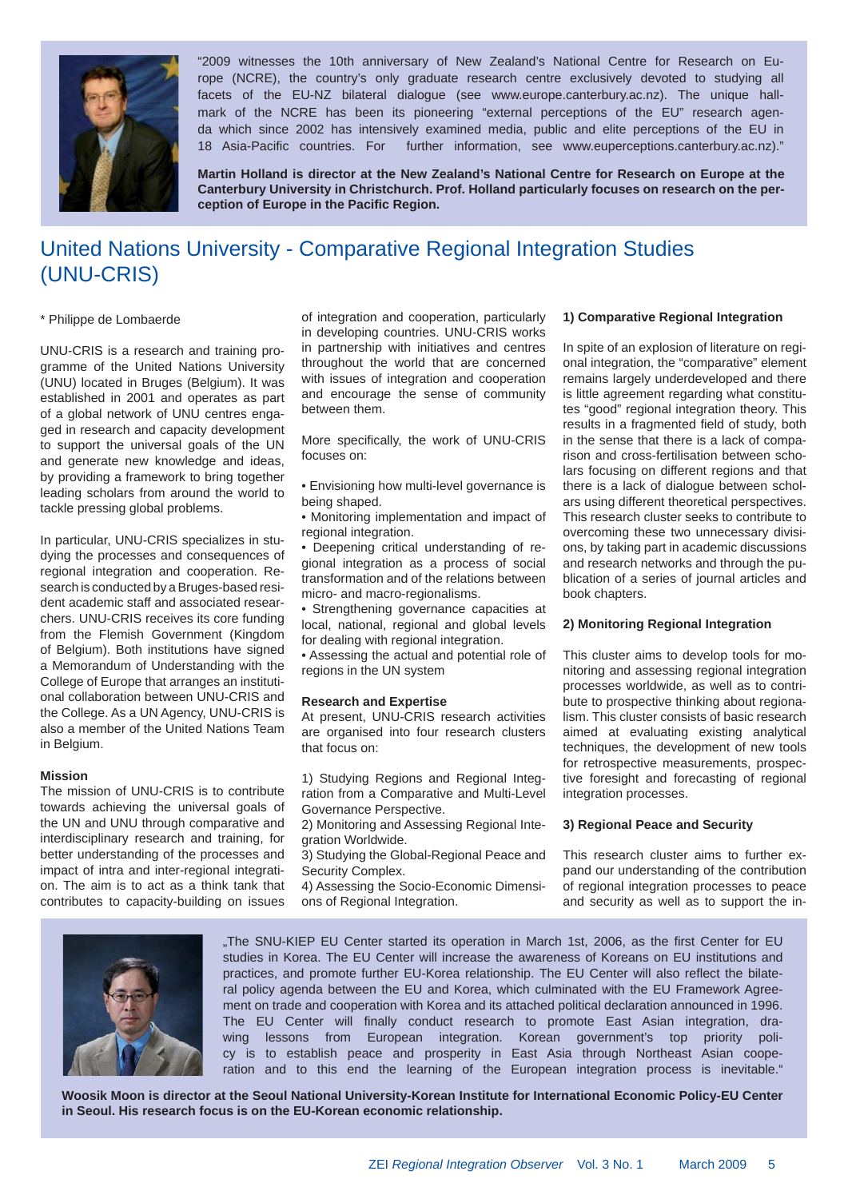"2009 witnesses the 10th anniversary of New Zealand's National Centre for Research on Europe (NCRE), the country's only graduate research centre exclusively devoted to studying all facets of the EU-NZ bilateral dialogue (see www.europe.canterbury.ac.nz). The unique hallmark of the NCRE has been its pioneering "external perceptions of the EU" research agenda which since 2002 has intensively examined media, public and elite perceptions of the EU in 18 Asia-Pacific countries. For further information, see www.euperceptions.canterbury.ac.nz)."

**Martin Holland is director at the New Zealand's National Centre for Research on Europe at the Canterbury University in Christchurch. Prof. Holland particularly focuses on research on the perception of Europe in the Pacific Region.**

# United Nations University - Comparative Regional Integration Studies (UNU-CRIS)

* Philippe de Lombaerde

UNU-CRIS is a research and training programme of the United Nations University (UNU) located in Bruges (Belgium). It was established in 2001 and operates as part of a global network of UNU centres engaged in research and capacity development to support the universal goals of the UN and generate new knowledge and ideas, by providing a framework to bring together leading scholars from around the world to tackle pressing global problems.

In particular, UNU-CRIS specializes in studying the processes and consequences of regional integration and cooperation. Research is conducted by a Bruges-based resident academic staff and associated researchers. UNU-CRIS receives its core funding from the Flemish Government (Kingdom of Belgium). Both institutions have signed a Memorandum of Understanding with the College of Europe that arranges an institutional collaboration between UNU-CRIS and the College. As a UN Agency, UNU-CRIS is also a member of the United Nations Team in Belgium.

**Mission**

The mission of UNU-CRIS is to contribute towards achieving the universal goals of the UN and UNU through comparative and interdisciplinary research and training, for better understanding of the processes and impact of intra and inter-regional integration. The aim is to act as a think tank that contributes to capacity-building on issues of integration and cooperation, particularly in developing countries. UNU-CRIS works in partnership with initiatives and centres throughout the world that are concerned with issues of integration and cooperation and encourage the sense of community between them.

More specifically, the work of UNU-CRIS focuses on:

- Envisioning how multi-level governance is being shaped.
- Monitoring implementation and impact of regional integration.
- Deepening critical understanding of regional integration as a process of social transformation and of the relations between micro- and macro-regionalisms.
- Strengthening governance capacities at local, national, regional and global levels for dealing with regional integration.
- Assessing the actual and potential role of regions in the UN system

**Research and Expertise**

At present, UNU-CRIS research activities are organised into four research clusters that focus on:

1) Studying Regions and Regional Integration from a Comparative and Multi-Level Governance Perspective.
2) Monitoring and Assessing Regional Integration Worldwide.
3) Studying the Global-Regional Peace and Security Complex.
4) Assessing the Socio-Economic Dimensions of Regional Integration.

**1) Comparative Regional Integration**

In spite of an explosion of literature on regional integration, the "comparative" element remains largely underdeveloped and there is little agreement regarding what constitutes "good" regional integration theory. This results in a fragmented field of study, both in the sense that there is a lack of comparison and cross-fertilisation between scholars focusing on different regions and that there is a lack of dialogue between scholars using different theoretical perspectives. This research cluster seeks to contribute to overcoming these two unnecessary divisions, by taking part in academic discussions and research networks and through the publication of a series of journal articles and book chapters.

**2) Monitoring Regional Integration**

This cluster aims to develop tools for monitoring and assessing regional integration processes worldwide, as well as to contribute to prospective thinking about regionalism. This cluster consists of basic research aimed at evaluating existing analytical techniques, the development of new tools for retrospective measurements, prospective foresight and forecasting of regional integration processes.

**3) Regional Peace and Security**

This research cluster aims to further expand our understanding of the contribution of regional integration processes to peace and security as well as to support the in-

„The SNU-KIEP EU Center started its operation in March 1st, 2006, as the first Center for EU studies in Korea. The EU Center will increase the awareness of Koreans on EU institutions and practices, and promote further EU-Korea relationship. The EU Center will also reflect the bilateral policy agenda between the EU and Korea, which culminated with the EU Framework Agreement on trade and cooperation with Korea and its attached political declaration announced in 1996. The EU Center will finally conduct research to promote East Asian integration, drawing lessons from European integration. Korean government's top priority policy is to establish peace and prosperity in East Asia through Northeast Asian cooperation and to this end the learning of the European integration process is inevitable."

**Woosik Moon is director at the Seoul National University-Korean Institute for International Economic Policy-EU Center in Seoul. His research focus is on the EU-Korean economic relationship.**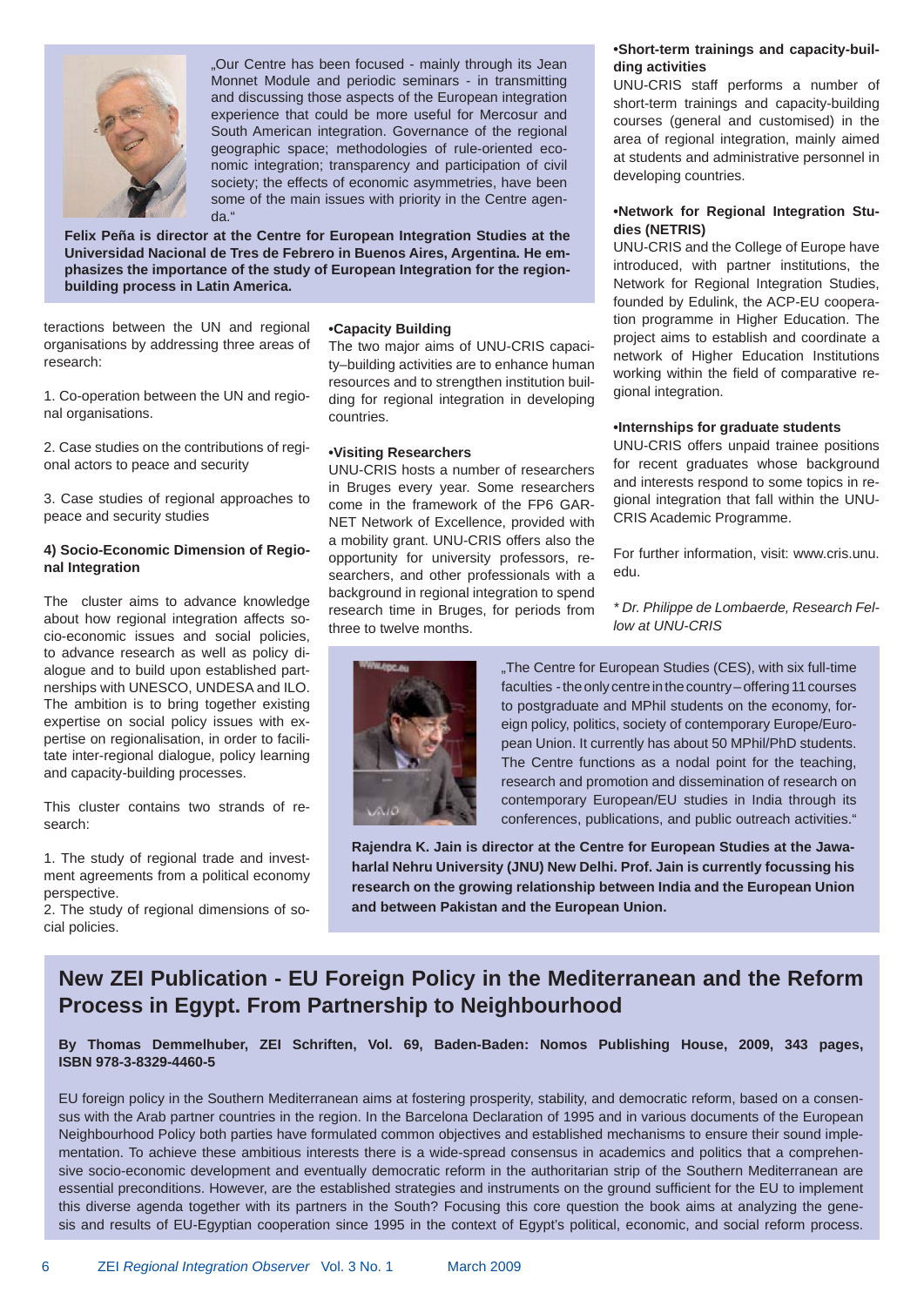„Our Centre has been focused - mainly through its Jean Monnet Module and periodic seminars - in transmitting and discussing those aspects of the European integration experience that could be more useful for Mercosur and South American integration. Governance of the regional geographic space; methodologies of rule-oriented economic integration; transparency and participation of civil society; the effects of economic asymmetries, have been some of the main issues with priority in the Centre agenda."

**Felix Peña is director at the Centre for European Integration Studies at the Universidad Nacional de Tres de Febrero in Buenos Aires, Argentina. He emphasizes the importance of the study of European Integration for the region-building process in Latin America.**

teractions between the UN and regional organisations by addressing three areas of research:

1. Co-operation between the UN and regional organisations.

2. Case studies on the contributions of regional actors to peace and security

3. Case studies of regional approaches to peace and security studies

**4) Socio-Economic Dimension of Regional Integration**

The cluster aims to advance knowledge about how regional integration affects socio-economic issues and social policies, to advance research as well as policy dialogue and to build upon established partnerships with UNESCO, UNDESA and ILO. The ambition is to bring together existing expertise on social policy issues with expertise on regionalisation, in order to facilitate inter-regional dialogue, policy learning and capacity-building processes.

This cluster contains two strands of research:

1. The study of regional trade and investment agreements from a political economy perspective.
2. The study of regional dimensions of social policies.

**•Capacity Building**
The two major aims of UNU-CRIS capacity–building activities are to enhance human resources and to strengthen institution building for regional integration in developing countries.

**•Visiting Researchers**
UNU-CRIS hosts a number of researchers in Bruges every year. Some researchers come in the framework of the FP6 GARNET Network of Excellence, provided with a mobility grant. UNU-CRIS offers also the opportunity for university professors, researchers, and other professionals with a background in regional integration to spend research time in Bruges, for periods from three to twelve months.

**•Short-term trainings and capacity-building activities**
UNU-CRIS staff performs a number of short-term trainings and capacity-building courses (general and customised) in the area of regional integration, mainly aimed at students and administrative personnel in developing countries.

**•Network for Regional Integration Studies (NETRIS)**
UNU-CRIS and the College of Europe have introduced, with partner institutions, the Network for Regional Integration Studies, founded by Edulink, the ACP-EU cooperation programme in Higher Education. The project aims to establish and coordinate a network of Higher Education Institutions working within the field of comparative regional integration.

**•Internships for graduate students**
UNU-CRIS offers unpaid trainee positions for recent graduates whose background and interests respond to some topics in regional integration that fall within the UNU-CRIS Academic Programme.

For further information, visit: www.cris.unu.edu.

*\* Dr. Philippe de Lombaerde, Research Fellow at UNU-CRIS*

„The Centre for European Studies (CES), with six full-time faculties - the only centre in the country – offering 11 courses to postgraduate and MPhil students on the economy, foreign policy, politics, society of contemporary Europe/European Union. It currently has about 50 MPhil/PhD students. The Centre functions as a nodal point for the teaching, research and promotion and dissemination of research on contemporary European/EU studies in India through its conferences, publications, and public outreach activities."

**Rajendra K. Jain is director at the Centre for European Studies at the Jawaharlal Nehru University (JNU) New Delhi. Prof. Jain is currently focussing his research on the growing relationship between India and the European Union and between Pakistan and the European Union.**

## New ZEI Publication - EU Foreign Policy in the Mediterranean and the Reform Process in Egypt. From Partnership to Neighbourhood

**By Thomas Demmelhuber, ZEI Schriften, Vol. 69, Baden-Baden: Nomos Publishing House, 2009, 343 pages, ISBN 978-3-8329-4460-5**

EU foreign policy in the Southern Mediterranean aims at fostering prosperity, stability, and democratic reform, based on a consensus with the Arab partner countries in the region. In the Barcelona Declaration of 1995 and in various documents of the European Neighbourhood Policy both parties have formulated common objectives and established mechanisms to ensure their sound implementation. To achieve these ambitious interests there is a wide-spread consensus in academics and politics that a comprehensive socio-economic development and eventually democratic reform in the authoritarian strip of the Southern Mediterranean are essential preconditions. However, are the established strategies and instruments on the ground sufficient for the EU to implement this diverse agenda together with its partners in the South? Focusing this core question the book aims at analyzing the genesis and results of EU-Egyptian cooperation since 1995 in the context of Egypt's political, economic, and social reform process.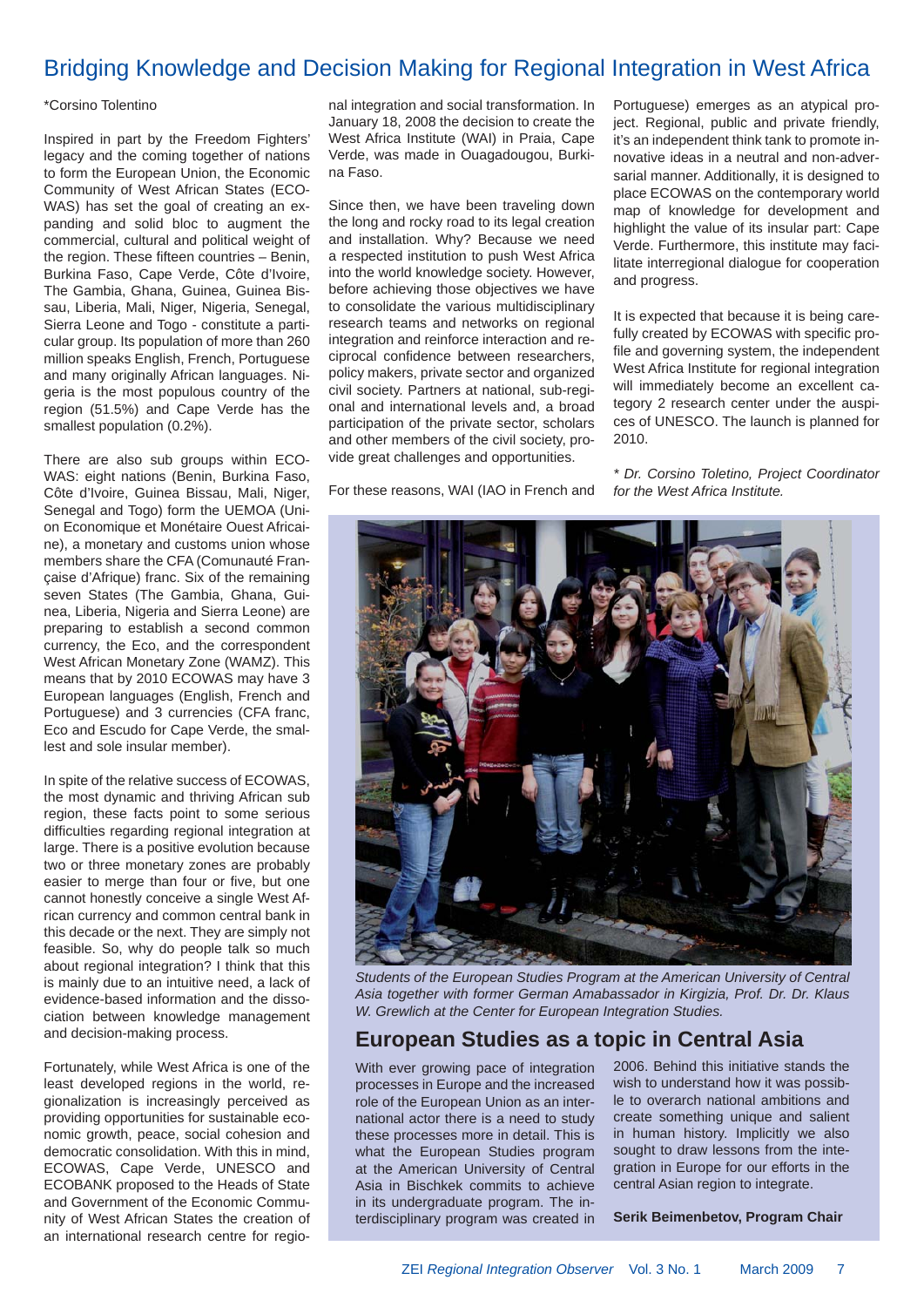# Bridging Knowledge and Decision Making for Regional Integration in West Africa

*Corsino Tolentino

Inspired in part by the Freedom Fighters' legacy and the coming together of nations to form the European Union, the Economic Community of West African States (ECOWAS) has set the goal of creating an expanding and solid bloc to augment the commercial, cultural and political weight of the region. These fifteen countries – Benin, Burkina Faso, Cape Verde, Côte d'Ivoire, The Gambia, Ghana, Guinea, Guinea Bissau, Liberia, Mali, Niger, Nigeria, Senegal, Sierra Leone and Togo - constitute a particular group. Its population of more than 260 million speaks English, French, Portuguese and many originally African languages. Nigeria is the most populous country of the region (51.5%) and Cape Verde has the smallest population (0.2%).

There are also sub groups within ECOWAS: eight nations (Benin, Burkina Faso, Côte d'Ivoire, Guinea Bissau, Mali, Niger, Senegal and Togo) form the UEMOA (Union Economique et Monétaire Ouest Africaine), a monetary and customs union whose members share the CFA (Comunauté Française d'Afrique) franc. Six of the remaining seven States (The Gambia, Ghana, Guinea, Liberia, Nigeria and Sierra Leone) are preparing to establish a second common currency, the Eco, and the correspondent West African Monetary Zone (WAMZ). This means that by 2010 ECOWAS may have 3 European languages (English, French and Portuguese) and 3 currencies (CFA franc, Eco and Escudo for Cape Verde, the smallest and sole insular member).

In spite of the relative success of ECOWAS, the most dynamic and thriving African sub region, these facts point to some serious difficulties regarding regional integration at large. There is a positive evolution because two or three monetary zones are probably easier to merge than four or five, but one cannot honestly conceive a single West African currency and common central bank in this decade or the next. They are simply not feasible. So, why do people talk so much about regional integration? I think that this is mainly due to an intuitive need, a lack of evidence-based information and the dissociation between knowledge management and decision-making process.

Fortunately, while West Africa is one of the least developed regions in the world, regionalization is increasingly perceived as providing opportunities for sustainable economic growth, peace, social cohesion and democratic consolidation. With this in mind, ECOWAS, Cape Verde, UNESCO and ECOBANK proposed to the Heads of State and Government of the Economic Community of West African States the creation of an international research centre for regional integration and social transformation. In January 18, 2008 the decision to create the West Africa Institute (WAI) in Praia, Cape Verde, was made in Ouagadougou, Burkina Faso.

Since then, we have been traveling down the long and rocky road to its legal creation and installation. Why? Because we need a respected institution to push West Africa into the world knowledge society. However, before achieving those objectives we have to consolidate the various multidisciplinary research teams and networks on regional integration and reinforce interaction and reciprocal confidence between researchers, policy makers, private sector and organized civil society. Partners at national, sub-regional and international levels and, a broad participation of the private sector, scholars and other members of the civil society, provide great challenges and opportunities.

For these reasons, WAI (IAO in French and Portuguese) emerges as an atypical project. Regional, public and private friendly, it's an independent think tank to promote innovative ideas in a neutral and non-adversarial manner. Additionally, it is designed to place ECOWAS on the contemporary world map of knowledge for development and highlight the value of its insular part: Cape Verde. Furthermore, this institute may facilitate interregional dialogue for cooperation and progress.

It is expected that because it is being carefully created by ECOWAS with specific profile and governing system, the independent West Africa Institute for regional integration will immediately become an excellent category 2 research center under the auspices of UNESCO. The launch is planned for 2010.

*\* Dr. Corsino Toletino, Project Coordinator for the West Africa Institute.*

*Students of the European Studies Program at the American University of Central Asia together with former German Amabassador in Kirgizia, Prof. Dr. Dr. Klaus W. Grewlich at the Center for European Integration Studies.*

## European Studies as a topic in Central Asia

With ever growing pace of integration processes in Europe and the increased role of the European Union as an international actor there is a need to study these processes more in detail. This is what the European Studies program at the American University of Central Asia in Bischkek commits to achieve in its undergraduate program. The interdisciplinary program was created in 2006. Behind this initiative stands the wish to understand how it was possible to overarch national ambitions and create something unique and salient in human history. Implicitly we also sought to draw lessons from the integration in Europe for our efforts in the central Asian region to integrate.

**Serik Beimenbetov, Program Chair**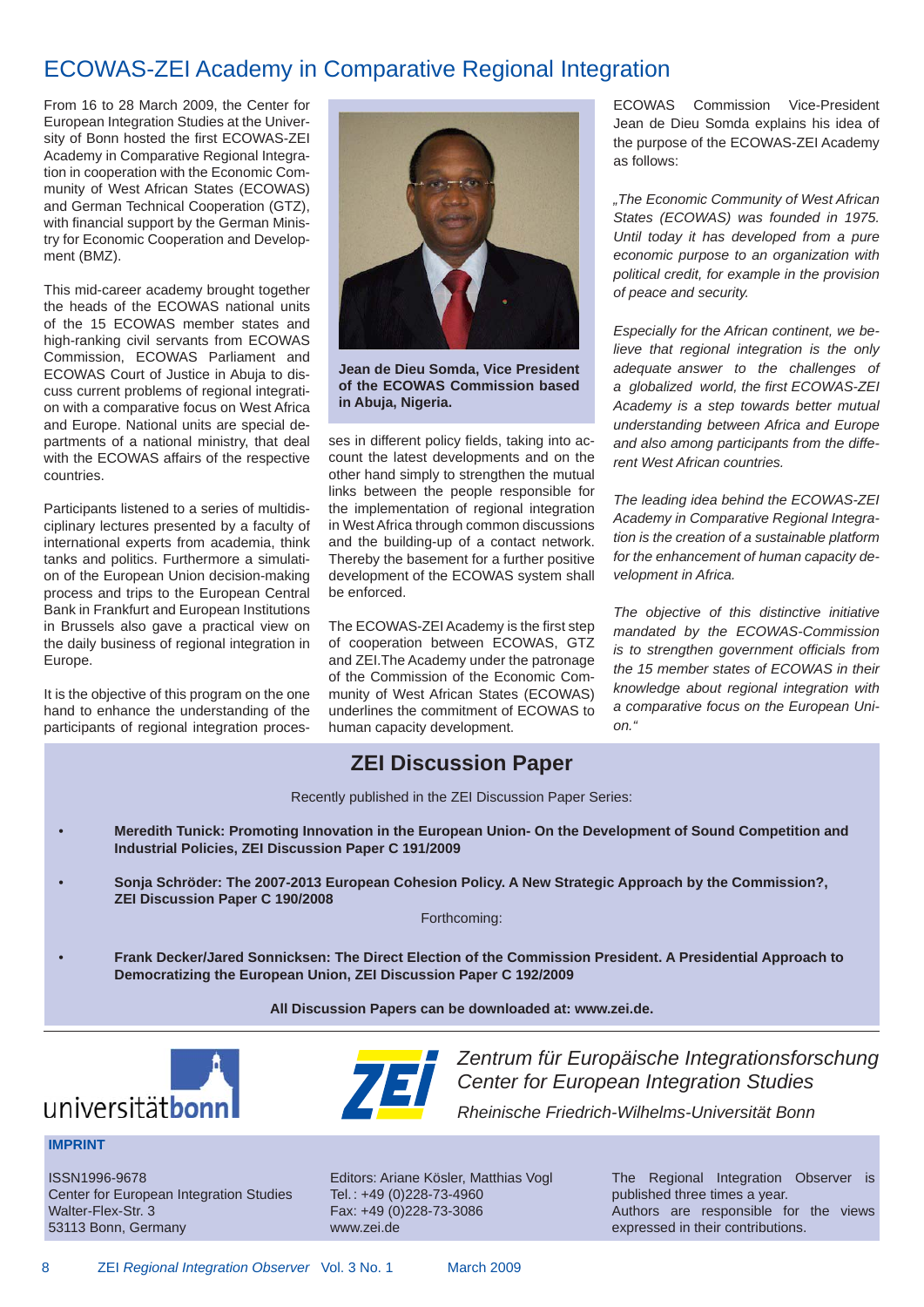# ECOWAS-ZEI Academy in Comparative Regional Integration

From 16 to 28 March 2009, the Center for European Integration Studies at the University of Bonn hosted the first ECOWAS-ZEI Academy in Comparative Regional Integration in cooperation with the Economic Community of West African States (ECOWAS) and German Technical Cooperation (GTZ), with financial support by the German Ministry for Economic Cooperation and Development (BMZ).

This mid-career academy brought together the heads of the ECOWAS national units of the 15 ECOWAS member states and high-ranking civil servants from ECOWAS Commission, ECOWAS Parliament and ECOWAS Court of Justice in Abuja to discuss current problems of regional integration with a comparative focus on West Africa and Europe. National units are special departments of a national ministry, that deal with the ECOWAS affairs of the respective countries.

Participants listened to a series of multidisciplinary lectures presented by a faculty of international experts from academia, think tanks and politics. Furthermore a simulation of the European Union decision-making process and trips to the European Central Bank in Frankfurt and European Institutions in Brussels also gave a practical view on the daily business of regional integration in Europe.

It is the objective of this program on the one hand to enhance the understanding of the participants of regional integration processes in different policy fields, taking into account the latest developments and on the other hand simply to strengthen the mutual links between the people responsible for the implementation of regional integration in West Africa through common discussions and the building-up of a contact network. Thereby the basement for a further positive development of the ECOWAS system shall be enforced.

**Jean de Dieu Somda, Vice President of the ECOWAS Commission based in Abuja, Nigeria.**

The ECOWAS-ZEI Academy is the first step of cooperation between ECOWAS, GTZ and ZEI.The Academy under the patronage of the Commission of the Economic Community of West African States (ECOWAS) underlines the commitment of ECOWAS to human capacity development.

ECOWAS Commission Vice-President Jean de Dieu Somda explains his idea of the purpose of the ECOWAS-ZEI Academy as follows:

*„The Economic Community of West African States (ECOWAS) was founded in 1975. Until today it has developed from a pure economic purpose to an organization with political credit, for example in the provision of peace and security.*

*Especially for the African continent, we believe that regional integration is the only adequate answer to the challenges of a globalized world, the first ECOWAS-ZEI Academy is a step towards better mutual understanding between Africa and Europe and also among participants from the different West African countries.*

*The leading idea behind the ECOWAS-ZEI Academy in Comparative Regional Integration is the creation of a sustainable platform for the enhancement of human capacity development in Africa.*

*The objective of this distinctive initiative mandated by the ECOWAS-Commission is to strengthen government officials from the 15 member states of ECOWAS in their knowledge about regional integration with a comparative focus on the European Union.“*

## ZEI Discussion Paper

Recently published in the ZEI Discussion Paper Series:

- **Meredith Tunick: Promoting Innovation in the European Union- On the Development of Sound Competition and Industrial Policies, ZEI Discussion Paper C 191/2009**
- **Sonja Schröder: The 2007-2013 European Cohesion Policy. A New Strategic Approach by the Commission?, ZEI Discussion Paper C 190/2008**

Forthcoming:

- **Frank Decker/Jared Sonnicksen: The Direct Election of the Commission President. A Presidential Approach to Democratizing the European Union, ZEI Discussion Paper C 192/2009**

**All Discussion Papers can be downloaded at: www.zei.de.**

universitätbonn

ZEI

*Zentrum für Europäische Integrationsforschung*
*Center for European Integration Studies*
*Rheinische Friedrich-Wilhelms-Universität Bonn*

**IMPRINT**

ISSN1996-9678
Center for European Integration Studies
Walter-Flex-Str. 3
53113 Bonn, Germany

Editors: Ariane Kösler, Matthias Vogl
Tel.: +49 (0)228-73-4960
Fax: +49 (0)228-73-3086
www.zei.de

The Regional Integration Observer is published three times a year.
Authors are responsible for the views expressed in their contributions.